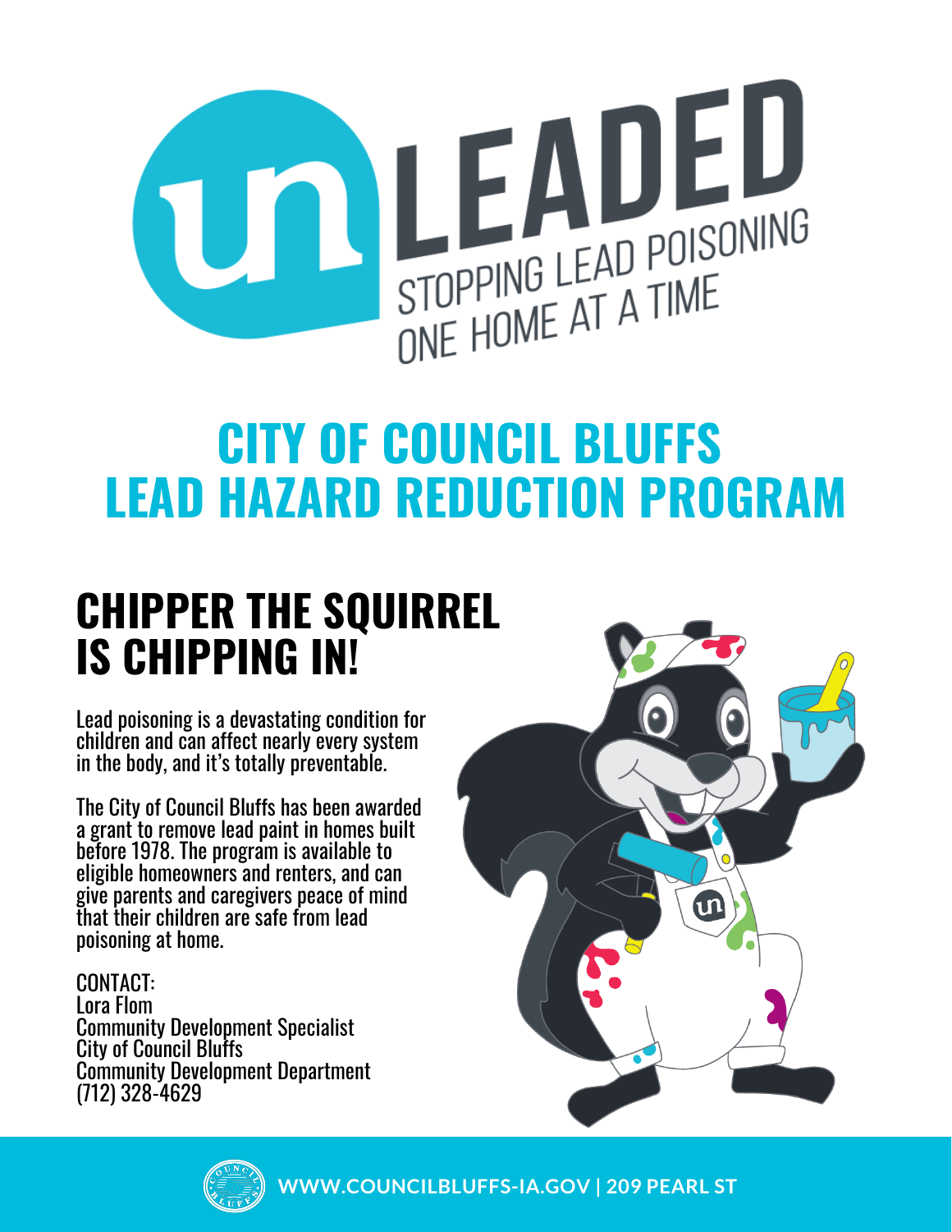# unLEADED

STOPPING LEAD POISONING ONE HOME AT A TIME

# CITY OF COUNCIL BLUFFS LEAD HAZARD REDUCTION PROGRAM

## CHIPPER THE SQUIRREL IS CHIPPING IN!

Lead poisoning is a devastating condition for children and can affect nearly every system in the body, and it's totally preventable.

The City of Council Bluffs has been awarded a grant to remove lead paint in homes built before 1978. The program is available to eligible homeowners and renters, and can give parents and caregivers peace of mind that their children are safe from lead poisoning at home.

CONTACT:
Lora Flom
Community Development Specialist
City of Council Bluffs
Community Development Department
(712) 328-4629

**WWW.COUNCILBLUFFS-IA.GOV | 209 PEARL ST**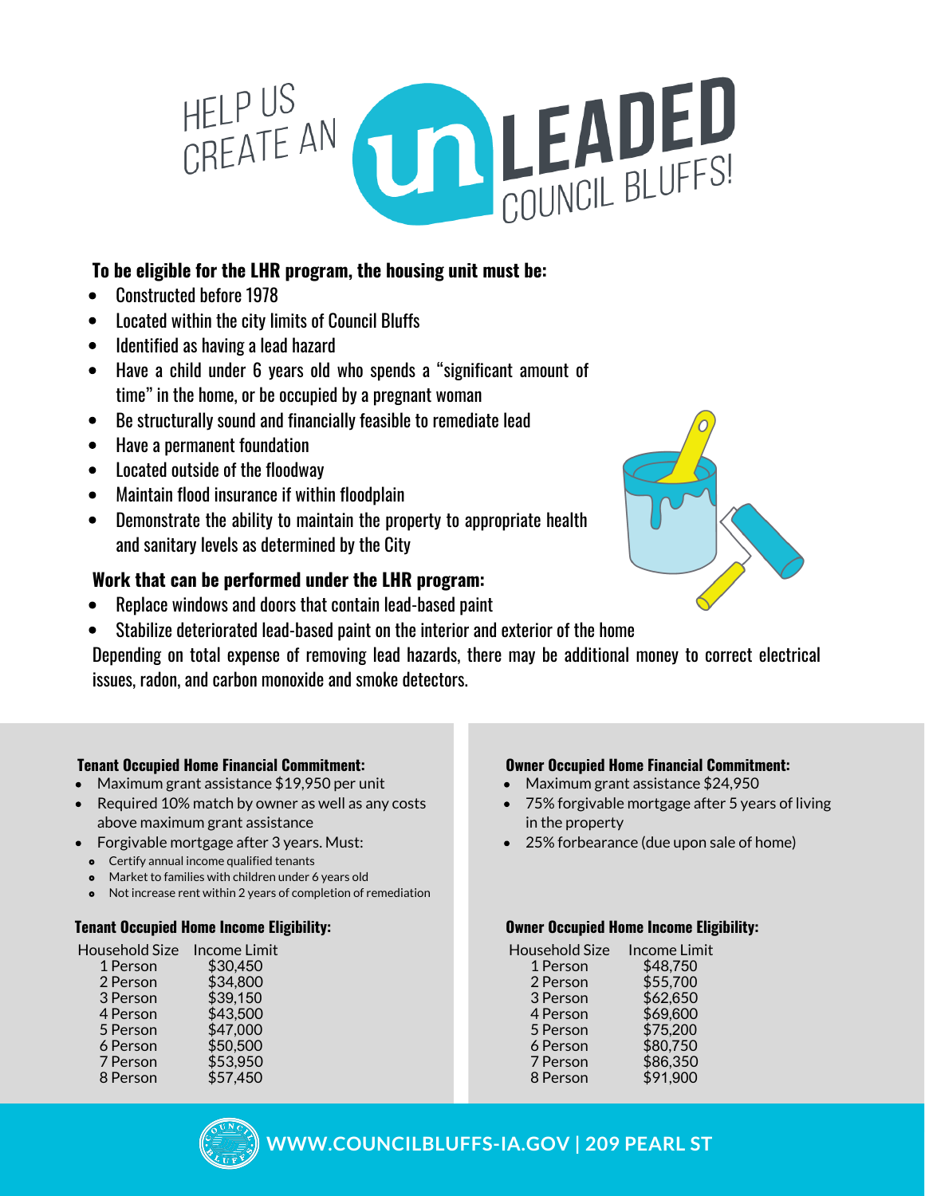# HELP US CREATE AN unLEADED COUNCIL BLUFFS!

**To be eligible for the LHR program, the housing unit must be:**

- Constructed before 1978
- Located within the city limits of Council Bluffs
- Identified as having a lead hazard
- Have a child under 6 years old who spends a "significant amount of time" in the home, or be occupied by a pregnant woman
- Be structurally sound and financially feasible to remediate lead
- Have a permanent foundation
- Located outside of the floodway
- Maintain flood insurance if within floodplain
- Demonstrate the ability to maintain the property to appropriate health and sanitary levels as determined by the City

**Work that can be performed under the LHR program:**

- Replace windows and doors that contain lead-based paint
- Stabilize deteriorated lead-based paint on the interior and exterior of the home

Depending on total expense of removing lead hazards, there may be additional money to correct electrical issues, radon, and carbon monoxide and smoke detectors.

**Tenant Occupied Home Financial Commitment:**

- Maximum grant assistance $19,950 per unit
- Required 10% match by owner as well as any costs above maximum grant assistance
- Forgivable mortgage after 3 years. Must:
  - Certify annual income qualified tenants
  - Market to families with children under 6 years old
  - Not increase rent within 2 years of completion of remediation

**Tenant Occupied Home Income Eligibility:**

| Household Size | Income Limit |
|---|---|
| 1 Person | $30,450 |
| 2 Person | $34,800 |
| 3 Person | $39,150 |
| 4 Person | $43,500 |
| 5 Person | $47,000 |
| 6 Person | $50,500 |
| 7 Person | $53,950 |
| 8 Person | $57,450 |

**Owner Occupied Home Financial Commitment:**

- Maximum grant assistance $24,950
- 75% forgivable mortgage after 5 years of living in the property
- 25% forbearance (due upon sale of home)

**Owner Occupied Home Income Eligibility:**

| Household Size | Income Limit |
|---|---|
| 1 Person | $48,750 |
| 2 Person | $55,700 |
| 3 Person | $62,650 |
| 4 Person | $69,600 |
| 5 Person | $75,200 |
| 6 Person | $80,750 |
| 7 Person | $86,350 |
| 8 Person | $91,900 |

**WWW.COUNCILBLUFFS-IA.GOV | 209 PEARL ST**